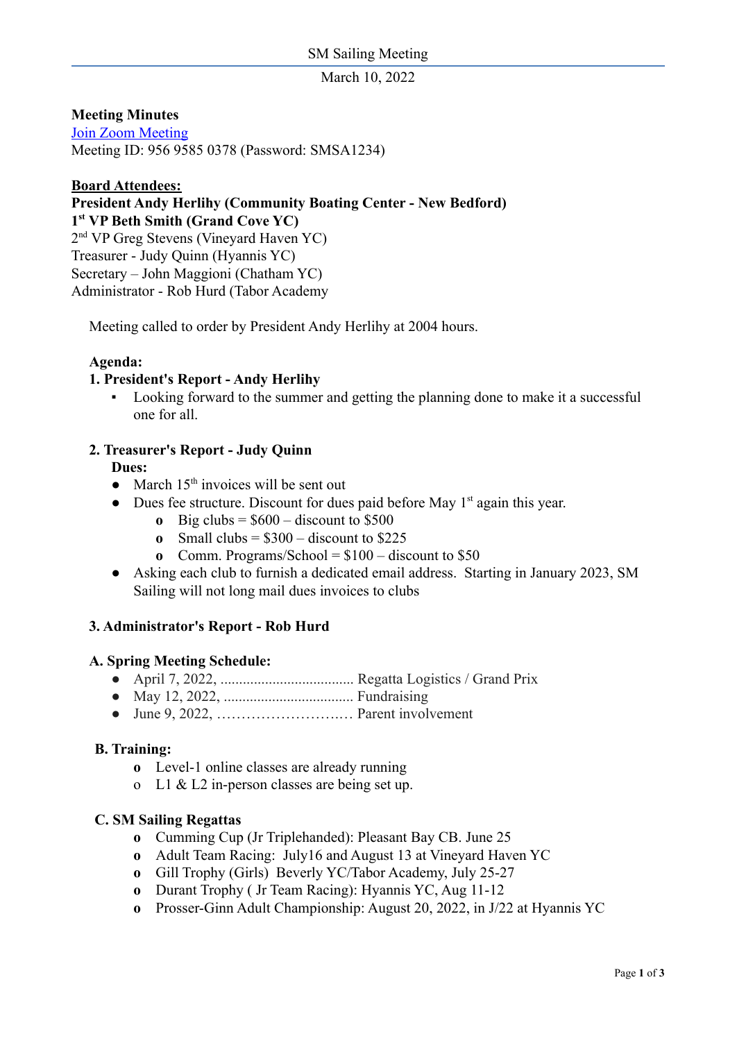SM Sailing Meeting

March 10, 2022

**Meeting Minutes**
[Join Zoom Meeting]()
Meeting ID: 956 9585 0378 (Password: SMSA1234)

**Board Attendees:**
**President Andy Herlihy (Community Boating Center - New Bedford)**
**1st VP Beth Smith (Grand Cove YC)**
2nd VP Greg Stevens (Vineyard Haven YC)
Treasurer - Judy Quinn (Hyannis YC)
Secretary – John Maggioni (Chatham YC)
Administrator - Rob Hurd (Tabor Academy

Meeting called to order by President Andy Herlihy at 2004 hours.

**Agenda:**

**1. President's Report - Andy Herlihy**

- Looking forward to the summer and getting the planning done to make it a successful one for all.

**2. Treasurer's Report - Judy Quinn**

**Dues:**

- March 15th invoices will be sent out
- Dues fee structure. Discount for dues paid before May 1st again this year.
  - Big clubs = $600 – discount to $500
  - Small clubs = $300 – discount to $225
  - Comm. Programs/School = $100 – discount to $50
- Asking each club to furnish a dedicated email address. Starting in January 2023, SM Sailing will not long mail dues invoices to clubs

**3. Administrator's Report - Rob Hurd**

**A. Spring Meeting Schedule:**

- April 7, 2022, .................................... Regatta Logistics / Grand Prix
- May 12, 2022, .................................. Fundraising
- June 9, 2022, ………………………. Parent involvement

**B. Training:**

- Level-1 online classes are already running
- L1 & L2 in-person classes are being set up.

**C. SM Sailing Regattas**

- Cumming Cup (Jr Triplehanded): Pleasant Bay CB. June 25
- Adult Team Racing: July16 and August 13 at Vineyard Haven YC
- Gill Trophy (Girls) Beverly YC/Tabor Academy, July 25-27
- Durant Trophy ( Jr Team Racing): Hyannis YC, Aug 11-12
- Prosser-Ginn Adult Championship: August 20, 2022, in J/22 at Hyannis YC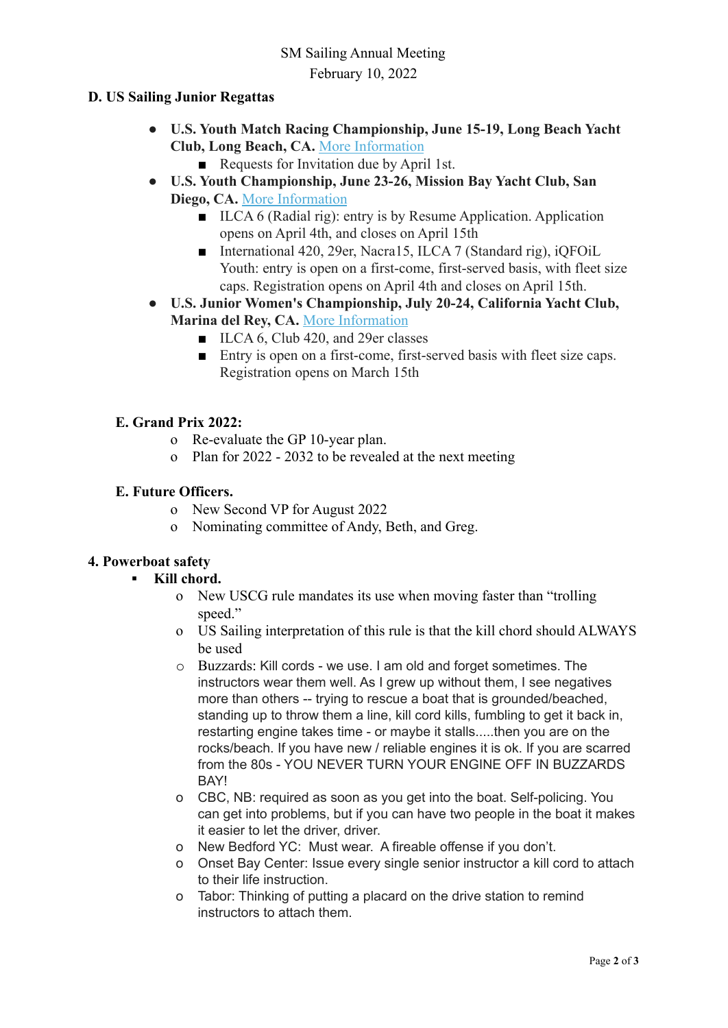SM Sailing Annual Meeting
February 10, 2022

**D. US Sailing Junior Regattas**

- **U.S. Youth Match Racing Championship, June 15-19, Long Beach Yacht Club, Long Beach, CA.** [More Information]
  - Requests for Invitation due by April 1st.
- **U.S. Youth Championship, June 23-26, Mission Bay Yacht Club, San Diego, CA.** [More Information]
  - ILCA 6 (Radial rig): entry is by Resume Application. Application opens on April 4th, and closes on April 15th
  - International 420, 29er, Nacra15, ILCA 7 (Standard rig), iQFOiL Youth: entry is open on a first-come, first-served basis, with fleet size caps. Registration opens on April 4th and closes on April 15th.
- **U.S. Junior Women's Championship, July 20-24, California Yacht Club, Marina del Rey, CA.** [More Information]
  - ILCA 6, Club 420, and 29er classes
  - Entry is open on a first-come, first-served basis with fleet size caps. Registration opens on March 15th

**E. Grand Prix 2022:**

- Re-evaluate the GP 10-year plan.
- Plan for 2022 - 2032 to be revealed at the next meeting

**E. Future Officers.**

- New Second VP for August 2022
- Nominating committee of Andy, Beth, and Greg.

**4. Powerboat safety**

- **Kill chord.**
  - New USCG rule mandates its use when moving faster than "trolling speed."
  - US Sailing interpretation of this rule is that the kill chord should ALWAYS be used
  - Buzzards: Kill cords - we use. I am old and forget sometimes. The instructors wear them well. As I grew up without them, I see negatives more than others -- trying to rescue a boat that is grounded/beached, standing up to throw them a line, kill cord kills, fumbling to get it back in, restarting engine takes time - or maybe it stalls.....then you are on the rocks/beach. If you have new / reliable engines it is ok. If you are scarred from the 80s - YOU NEVER TURN YOUR ENGINE OFF IN BUZZARDS BAY!
  - CBC, NB: required as soon as you get into the boat. Self-policing. You can get into problems, but if you can have two people in the boat it makes it easier to let the driver, driver.
  - New Bedford YC: Must wear. A fireable offense if you don't.
  - Onset Bay Center: Issue every single senior instructor a kill cord to attach to their life instruction.
  - Tabor: Thinking of putting a placard on the drive station to remind instructors to attach them.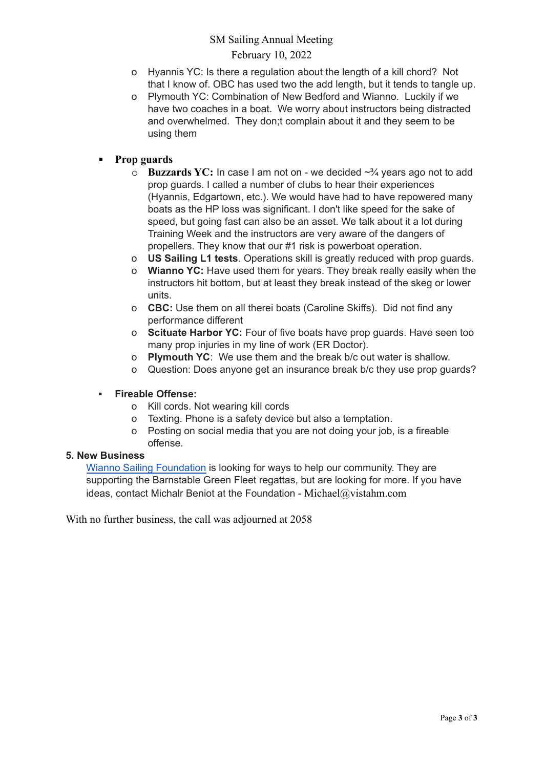- Hyannis YC: Is there a regulation about the length of a kill chord? Not that I know of. OBC has used two the add length, but it tends to tangle up.
- Plymouth YC: Combination of New Bedford and Wianno. Luckily if we have two coaches in a boat. We worry about instructors being distracted and overwhelmed. They don;t complain about it and they seem to be using them

- **Prop guards**
  - **Buzzards YC:** In case I am not on - we decided ~¾ years ago not to add prop guards. I called a number of clubs to hear their experiences (Hyannis, Edgartown, etc.). We would have had to have repowered many boats as the HP loss was significant. I don't like speed for the sake of speed, but going fast can also be an asset. We talk about it a lot during Training Week and the instructors are very aware of the dangers of propellers. They know that our #1 risk is powerboat operation.
  - **US Sailing L1 tests**. Operations skill is greatly reduced with prop guards.
  - **Wianno YC:** Have used them for years. They break really easily when the instructors hit bottom, but at least they break instead of the skeg or lower units.
  - **CBC:** Use them on all therei boats (Caroline Skiffs). Did not find any performance different
  - **Scituate Harbor YC:** Four of five boats have prop guards. Have seen too many prop injuries in my line of work (ER Doctor).
  - **Plymouth YC**: We use them and the break b/c out water is shallow.
  - Question: Does anyone get an insurance break b/c they use prop guards?

- **Fireable Offense:**
  - Kill cords. Not wearing kill cords
  - Texting. Phone is a safety device but also a temptation.
  - Posting on social media that you are not doing your job, is a fireable offense.

**5. New Business**

Wianno Sailing Foundation is looking for ways to help our community. They are supporting the Barnstable Green Fleet regattas, but are looking for more. If you have ideas, contact Michalr Beniot at the Foundation - Michael@vistahm.com

With no further business, the call was adjourned at 2058